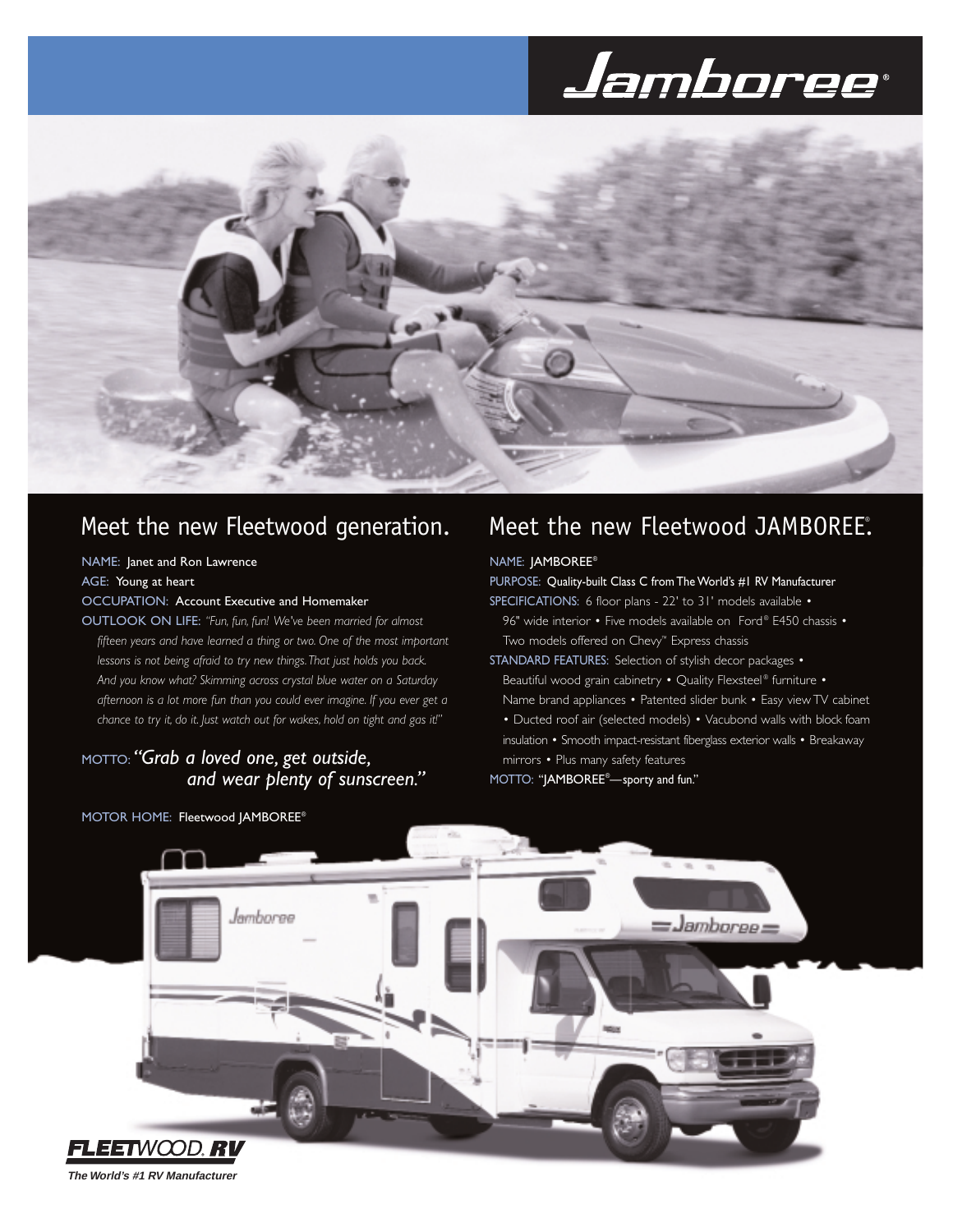# Jamboree®

## Meet the new Fleetwood generation.

NAME: Janet and Ron Lawrence

AGE: Young at heart

OCCUPATION: Account Executive and Homemaker

OUTLOOK ON LIFE: *"Fun, fun, fun! We've been married for almost fifteen years and have learned a thing or two. One of the most important lessons is not being afraid to try new things. That just holds you back. And you know what? Skimming across crystal blue water on a Saturday afternoon is a lot more fun than you could ever imagine. If you ever get a chance to try it, do it. Just watch out for wakes, hold on tight and gas it!"*

MOTTO: *"Grab a loved one, get outside, and wear plenty of sunscreen."*

MOTOR HOME: Fleetwood JAMBOREE®

## Meet the new Fleetwood JAMBOREE®.

NAME: JAMBOREE®

PURPOSE: Quality-built Class C from The World's #1 RV Manufacturer

SPECIFICATIONS: 6 floor plans - 22' to 31' models available • 96" wide interior • Five models available on Ford® E450 chassis • Two models offered on Chevy™ Express chassis

STANDARD FEATURES: Selection of stylish decor packages • Beautiful wood grain cabinetry • Quality Flexsteel® furniture • Name brand appliances • Patented slider bunk • Easy view TV cabinet • Ducted roof air (selected models) • Vacubond walls with block foam insulation • Smooth impact-resistant fiberglass exterior walls • Breakaway mirrors • Plus many safety features

MOTTO: "JAMBOREE®—sporty and fun."

FLEETWOOD RV

*The World's #1 RV Manufacturer*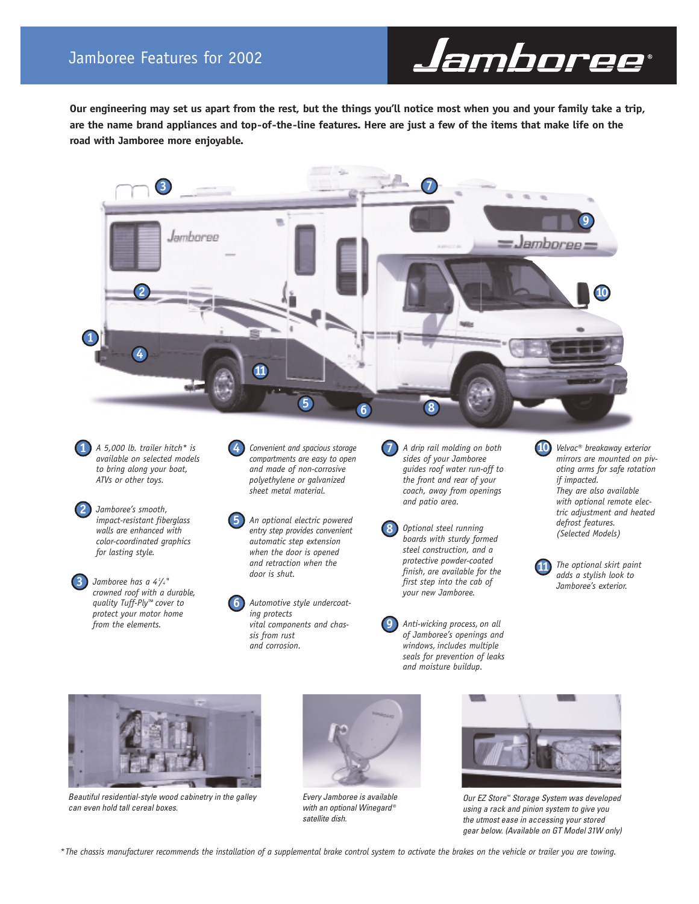# Jamboree Features for 2002

**Our engineering may set us apart from the rest, but the things you'll notice most when you and your family take a trip, are the name brand appliances and top-of-the-line features. Here are just a few of the items that make life on the road with Jamboree more enjoyable.**

1. *A 5,000 lb. trailer hitch\* is available on selected models to bring along your boat, ATVs or other toys.*
2. *Jamboree's smooth, impact-resistant fiberglass walls are enhanced with color-coordinated graphics for lasting style.*
3. *Jamboree has a 4¼" crowned roof with a durable, quality Tuff-Ply™ cover to protect your motor home from the elements.*
4. *Convenient and spacious storage compartments are easy to open and made of non-corrosive polyethylene or galvanized sheet metal material.*
5. *An optional electric powered entry step provides convenient automatic step extension when the door is opened and retraction when the door is shut.*
6. *Automotive style undercoating protects vital components and chassis from rust and corrosion.*
7. *A drip rail molding on both sides of your Jamboree guides roof water run-off to the front and rear of your coach, away from openings and patio area.*
8. *Optional steel running boards with sturdy formed steel construction, and a protective powder-coated finish, are available for the first step into the cab of your new Jamboree.*
9. *Anti-wicking process, on all of Jamboree's openings and windows, includes multiple seals for prevention of leaks and moisture buildup.*
10. *Velvac® breakaway exterior mirrors are mounted on pivoting arms for safe rotation if impacted. They are also available with optional remote electric adjustment and heated defrost features. (Selected Models)*
11. *The optional skirt paint adds a stylish look to Jamboree's exterior.*

*Beautiful residential-style wood cabinetry in the galley can even hold tall cereal boxes.*

*Every Jamboree is available with an optional Winegard® satellite dish.*

*Our EZ Store™ Storage System was developed using a rack and pinion system to give you the utmost ease in accessing your stored gear below. (Available on GT Model 31W only)*

*\*The chassis manufacturer recommends the installation of a supplemental brake control system to activate the brakes on the vehicle or trailer you are towing.*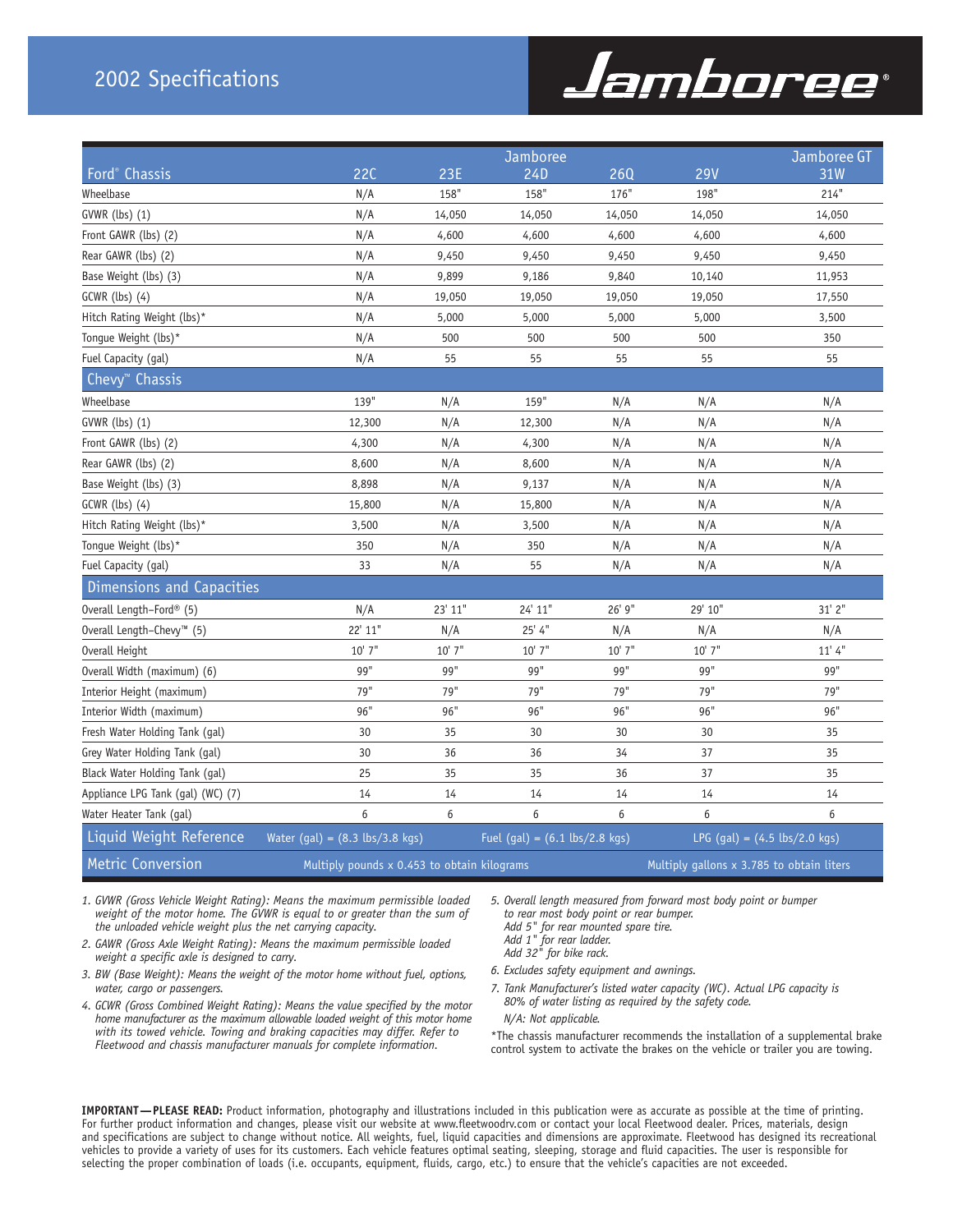# 2002 Specifications

## Jamboree®

| Ford® Chassis | 22C | 23E | Jamboree 24D | 26Q | 29V | Jamboree GT 31W |
|---|---|---|---|---|---|---|
| Wheelbase | N/A | 158" | 158" | 176" | 198" | 214" |
| GVWR (lbs) (1) | N/A | 14,050 | 14,050 | 14,050 | 14,050 | 14,050 |
| Front GAWR (lbs) (2) | N/A | 4,600 | 4,600 | 4,600 | 4,600 | 4,600 |
| Rear GAWR (lbs) (2) | N/A | 9,450 | 9,450 | 9,450 | 9,450 | 9,450 |
| Base Weight (lbs) (3) | N/A | 9,899 | 9,186 | 9,840 | 10,140 | 11,953 |
| GCWR (lbs) (4) | N/A | 19,050 | 19,050 | 19,050 | 19,050 | 17,550 |
| Hitch Rating Weight (lbs)* | N/A | 5,000 | 5,000 | 5,000 | 5,000 | 3,500 |
| Tongue Weight (lbs)* | N/A | 500 | 500 | 500 | 500 | 350 |
| Fuel Capacity (gal) | N/A | 55 | 55 | 55 | 55 | 55 |
| **Chevy™ Chassis** | | | | | | |
| Wheelbase | 139" | N/A | 159" | N/A | N/A | N/A |
| GVWR (lbs) (1) | 12,300 | N/A | 12,300 | N/A | N/A | N/A |
| Front GAWR (lbs) (2) | 4,300 | N/A | 4,300 | N/A | N/A | N/A |
| Rear GAWR (lbs) (2) | 8,600 | N/A | 8,600 | N/A | N/A | N/A |
| Base Weight (lbs) (3) | 8,898 | N/A | 9,137 | N/A | N/A | N/A |
| GCWR (lbs) (4) | 15,800 | N/A | 15,800 | N/A | N/A | N/A |
| Hitch Rating Weight (lbs)* | 3,500 | N/A | 3,500 | N/A | N/A | N/A |
| Tongue Weight (lbs)* | 350 | N/A | 350 | N/A | N/A | N/A |
| Fuel Capacity (gal) | 33 | N/A | 55 | N/A | N/A | N/A |
| **Dimensions and Capacities** | | | | | | |
| Overall Length–Ford® (5) | N/A | 23' 11" | 24' 11" | 26' 9" | 29' 10" | 31' 2" |
| Overall Length–Chevy™ (5) | 22' 11" | N/A | 25' 4" | N/A | N/A | N/A |
| Overall Height | 10' 7" | 10' 7" | 10' 7" | 10' 7" | 10' 7" | 11' 4" |
| Overall Width (maximum) (6) | 99" | 99" | 99" | 99" | 99" | 99" |
| Interior Height (maximum) | 79" | 79" | 79" | 79" | 79" | 79" |
| Interior Width (maximum) | 96" | 96" | 96" | 96" | 96" | 96" |
| Fresh Water Holding Tank (gal) | 30 | 35 | 30 | 30 | 30 | 35 |
| Grey Water Holding Tank (gal) | 30 | 36 | 36 | 34 | 37 | 35 |
| Black Water Holding Tank (gal) | 25 | 35 | 35 | 36 | 37 | 35 |
| Appliance LPG Tank (gal) (WC) (7) | 14 | 14 | 14 | 14 | 14 | 14 |
| Water Heater Tank (gal) | 6 | 6 | 6 | 6 | 6 | 6 |
| **Liquid Weight Reference** | Water (gal) = (8.3 lbs/3.8 kgs) | | Fuel (gal) = (6.1 lbs/2.8 kgs) | | LPG (gal) = (4.5 lbs/2.0 kgs) | |
| **Metric Conversion** | Multiply pounds x 0.453 to obtain kilograms | | | | Multiply gallons x 3.785 to obtain liters | |

1. *GVWR (Gross Vehicle Weight Rating): Means the maximum permissible loaded weight of the motor home. The GVWR is equal to or greater than the sum of the unloaded vehicle weight plus the net carrying capacity.*
2. *GAWR (Gross Axle Weight Rating): Means the maximum permissible loaded weight a specific axle is designed to carry.*
3. *BW (Base Weight): Means the weight of the motor home without fuel, options, water, cargo or passengers.*
4. *GCWR (Gross Combined Weight Rating): Means the value specified by the motor home manufacturer as the maximum allowable loaded weight of this motor home with its towed vehicle. Towing and braking capacities may differ. Refer to Fleetwood and chassis manufacturer manuals for complete information.*
5. *Overall length measured from forward most body point or bumper to rear most body point or rear bumper.*
   *Add 5" for rear mounted spare tire.*
   *Add 1" for rear ladder.*
   *Add 32" for bike rack.*
6. *Excludes safety equipment and awnings.*
7. *Tank Manufacturer's listed water capacity (WC). Actual LPG capacity is 80% of water listing as required by the safety code.*

*N/A: Not applicable.*

*The chassis manufacturer recommends the installation of a supplemental brake control system to activate the brakes on the vehicle or trailer you are towing.

**IMPORTANT—PLEASE READ:** Product information, photography and illustrations included in this publication were as accurate as possible at the time of printing. For further product information and changes, please visit our website at www.fleetwoodrv.com or contact your local Fleetwood dealer. Prices, materials, design and specifications are subject to change without notice. All weights, fuel, liquid capacities and dimensions are approximate. Fleetwood has designed its recreational vehicles to provide a variety of uses for its customers. Each vehicle features optimal seating, sleeping, storage and fluid capacities. The user is responsible for selecting the proper combination of loads (i.e. occupants, equipment, fluids, cargo, etc.) to ensure that the vehicle's capacities are not exceeded.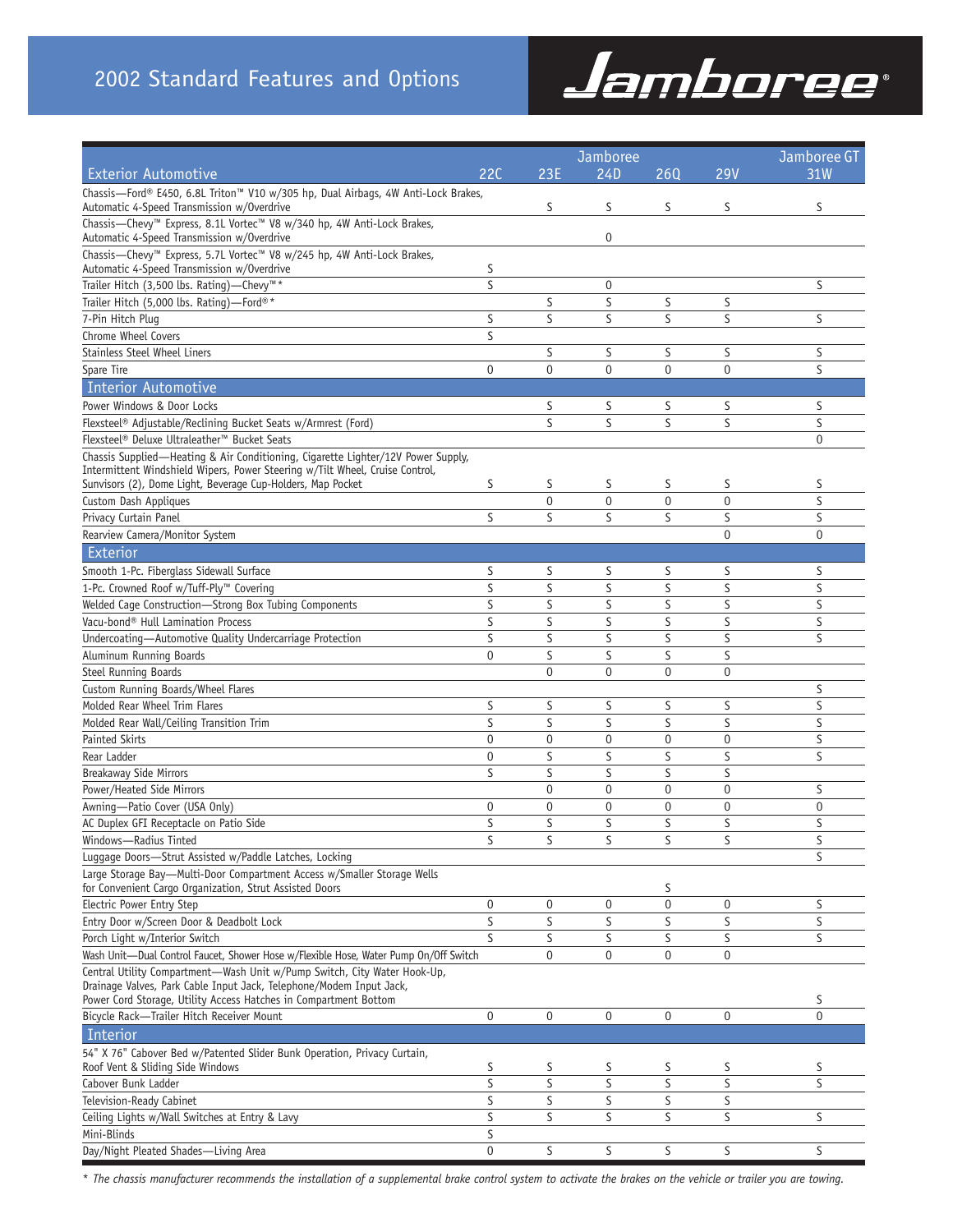# 2002 Standard Features and Options

**Jamboree®**

| Exterior Automotive | Jamboree 22C | 23E | 24D | 26Q | 29V | Jamboree GT 31W |
|---|---|---|---|---|---|---|
| Chassis—Ford® E450, 6.8L Triton™ V10 w/305 hp, Dual Airbags, 4W Anti-Lock Brakes, Automatic 4-Speed Transmission w/Overdrive | | S | S | S | S | S |
| Chassis—Chevy™ Express, 8.1L Vortec™ V8 w/340 hp, 4W Anti-Lock Brakes, Automatic 4-Speed Transmission w/Overdrive | | | O | | | |
| Chassis—Chevy™ Express, 5.7L Vortec™ V8 w/245 hp, 4W Anti-Lock Brakes, Automatic 4-Speed Transmission w/Overdrive | S | | | | | |
| Trailer Hitch (3,500 lbs. Rating)—Chevy™ * | S | | O | | | S |
| Trailer Hitch (5,000 lbs. Rating)—Ford® * | | S | S | S | S | |
| 7-Pin Hitch Plug | S | S | S | S | S | S |
| Chrome Wheel Covers | S | | | | | |
| Stainless Steel Wheel Liners | | S | S | S | S | S |
| Spare Tire | O | O | O | O | O | S |
| **Interior Automotive** | | | | | | |
| Power Windows & Door Locks | | S | S | S | S | S |
| Flexsteel® Adjustable/Reclining Bucket Seats w/Armrest (Ford) | | S | S | S | S | S |
| Flexsteel® Deluxe Ultraleather™ Bucket Seats | | | | | | O |
| Chassis Supplied—Heating & Air Conditioning, Cigarette Lighter/12V Power Supply, Intermittent Windshield Wipers, Power Steering w/Tilt Wheel, Cruise Control, Sunvisors (2), Dome Light, Beverage Cup-Holders, Map Pocket | S | S | S | S | S | S |
| Custom Dash Appliques | | O | O | O | O | S |
| Privacy Curtain Panel | S | S | S | S | S | S |
| Rearview Camera/Monitor System | | | | | O | O |
| **Exterior** | | | | | | |
| Smooth 1-Pc. Fiberglass Sidewall Surface | S | S | S | S | S | S |
| 1-Pc. Crowned Roof w/Tuff-Ply™ Covering | S | S | S | S | S | S |
| Welded Cage Construction—Strong Box Tubing Components | S | S | S | S | S | S |
| Vacu-bond® Hull Lamination Process | S | S | S | S | S | S |
| Undercoating—Automotive Quality Undercarriage Protection | S | S | S | S | S | S |
| Aluminum Running Boards | O | S | S | S | S | |
| Steel Running Boards | | O | O | O | O | |
| Custom Running Boards/Wheel Flares | | | | | | S |
| Molded Rear Wheel Trim Flares | S | S | S | S | S | S |
| Molded Rear Wall/Ceiling Transition Trim | S | S | S | S | S | S |
| Painted Skirts | O | O | O | O | O | S |
| Rear Ladder | O | S | S | S | S | S |
| Breakaway Side Mirrors | S | S | S | S | S | |
| Power/Heated Side Mirrors | | O | O | O | O | S |
| Awning—Patio Cover (USA Only) | O | O | O | O | O | O |
| AC Duplex GFI Receptacle on Patio Side | S | S | S | S | S | S |
| Windows—Radius Tinted | S | S | S | S | S | S |
| Luggage Doors—Strut Assisted w/Paddle Latches, Locking | | | | | | S |
| Large Storage Bay—Multi-Door Compartment Access w/Smaller Storage Wells for Convenient Cargo Organization, Strut Assisted Doors | | | | S | | |
| Electric Power Entry Step | O | O | O | O | O | S |
| Entry Door w/Screen Door & Deadbolt Lock | S | S | S | S | S | S |
| Porch Light w/Interior Switch | S | S | S | S | S | S |
| Wash Unit—Dual Control Faucet, Shower Hose w/Flexible Hose, Water Pump On/Off Switch | | O | O | O | O | |
| Central Utility Compartment—Wash Unit w/Pump Switch, City Water Hook-Up, Drainage Valves, Park Cable Input Jack, Telephone/Modem Input Jack, Power Cord Storage, Utility Access Hatches in Compartment Bottom | | | | | | S |
| Bicycle Rack—Trailer Hitch Receiver Mount | O | O | O | O | O | O |
| **Interior** | | | | | | |
| 54" X 76" Cabover Bed w/Patented Slider Bunk Operation, Privacy Curtain, Roof Vent & Sliding Side Windows | S | S | S | S | S | S |
| Cabover Bunk Ladder | S | S | S | S | S | S |
| Television-Ready Cabinet | S | S | S | S | S | |
| Ceiling Lights w/Wall Switches at Entry & Lavy | S | S | S | S | S | S |
| Mini-Blinds | S | | | | | |
| Day/Night Pleated Shades—Living Area | O | S | S | S | S | S |

*\* The chassis manufacturer recommends the installation of a supplemental brake control system to activate the brakes on the vehicle or trailer you are towing.*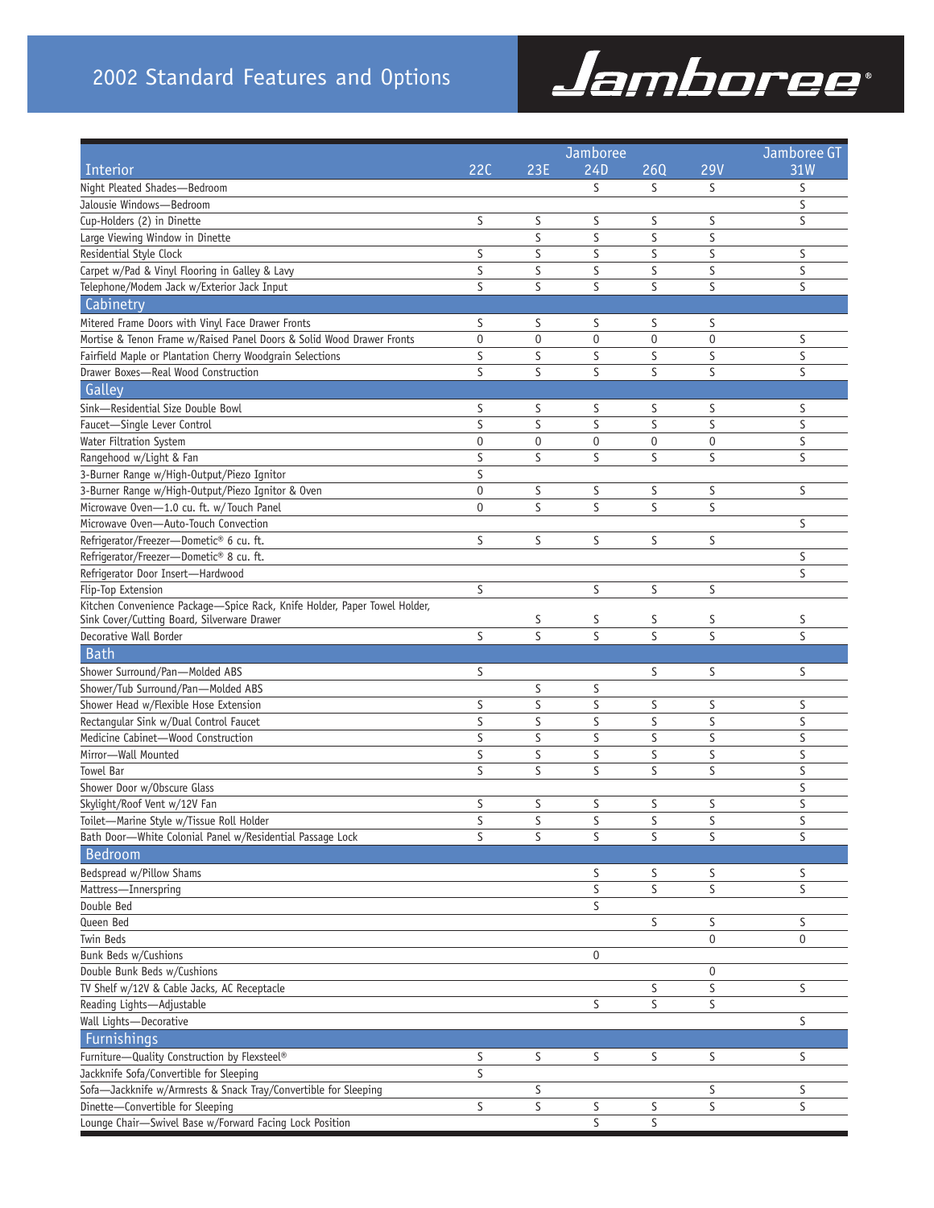# 2002 Standard Features and Options

## Jamboree®

| Interior | 22C | 23E | 24D | 26Q | 29V | 31W |
|---|---|---|---|---|---|---|
| | Jamboree | | | | | Jamboree GT |
| Night Pleated Shades—Bedroom | | | S | S | S | S |
| Jalousie Windows—Bedroom | | | | | | S |
| Cup-Holders (2) in Dinette | S | S | S | S | S | S |
| Large Viewing Window in Dinette | | S | S | S | S | |
| Residential Style Clock | S | S | S | S | S | S |
| Carpet w/Pad & Vinyl Flooring in Galley & Lavy | S | S | S | S | S | S |
| Telephone/Modem Jack w/Exterior Jack Input | S | S | S | S | S | S |
| **Cabinetry** | | | | | | |
| Mitered Frame Doors with Vinyl Face Drawer Fronts | S | S | S | S | S | |
| Mortise & Tenon Frame w/Raised Panel Doors & Solid Wood Drawer Fronts | 0 | 0 | 0 | 0 | 0 | S |
| Fairfield Maple or Plantation Cherry Woodgrain Selections | S | S | S | S | S | S |
| Drawer Boxes—Real Wood Construction | S | S | S | S | S | S |
| **Galley** | | | | | | |
| Sink—Residential Size Double Bowl | S | S | S | S | S | S |
| Faucet—Single Lever Control | S | S | S | S | S | S |
| Water Filtration System | 0 | 0 | 0 | 0 | 0 | S |
| Rangehood w/Light & Fan | S | S | S | S | S | S |
| 3-Burner Range w/High-Output/Piezo Ignitor | S | | | | | |
| 3-Burner Range w/High-Output/Piezo Ignitor & Oven | 0 | S | S | S | S | S |
| Microwave Oven—1.0 cu. ft. w/ Touch Panel | 0 | S | S | S | S | |
| Microwave Oven—Auto-Touch Convection | | | | | | S |
| Refrigerator/Freezer—Dometic® 6 cu. ft. | S | S | S | S | S | |
| Refrigerator/Freezer—Dometic® 8 cu. ft. | | | | | | S |
| Refrigerator Door Insert—Hardwood | | | | | | S |
| Flip-Top Extension | S | | S | S | S | |
| Kitchen Convenience Package—Spice Rack, Knife Holder, Paper Towel Holder, Sink Cover/Cutting Board, Silverware Drawer | | S | S | S | S | S |
| Decorative Wall Border | S | S | S | S | S | S |
| **Bath** | | | | | | |
| Shower Surround/Pan—Molded ABS | S | | | S | S | S |
| Shower/Tub Surround/Pan—Molded ABS | | S | S | | | |
| Shower Head w/Flexible Hose Extension | S | S | S | S | S | S |
| Rectangular Sink w/Dual Control Faucet | S | S | S | S | S | S |
| Medicine Cabinet—Wood Construction | S | S | S | S | S | S |
| Mirror—Wall Mounted | S | S | S | S | S | S |
| Towel Bar | S | S | S | S | S | S |
| Shower Door w/Obscure Glass | | | | | | S |
| Skylight/Roof Vent w/12V Fan | S | S | S | S | S | S |
| Toilet—Marine Style w/Tissue Roll Holder | S | S | S | S | S | S |
| Bath Door—White Colonial Panel w/Residential Passage Lock | S | S | S | S | S | S |
| **Bedroom** | | | | | | |
| Bedspread w/Pillow Shams | | | S | S | S | S |
| Mattress—Innerspring | | | S | S | S | S |
| Double Bed | | | S | | | |
| Queen Bed | | | | S | S | S |
| Twin Beds | | | | | 0 | 0 |
| Bunk Beds w/Cushions | | | 0 | | | |
| Double Bunk Beds w/Cushions | | | | | 0 | |
| TV Shelf w/12V & Cable Jacks, AC Receptacle | | | | S | S | S |
| Reading Lights—Adjustable | | | S | S | S | |
| Wall Lights—Decorative | | | | | | S |
| **Furnishings** | | | | | | |
| Furniture—Quality Construction by Flexsteel® | S | S | S | S | S | S |
| Jackknife Sofa/Convertible for Sleeping | S | | | | | |
| Sofa—Jackknife w/Armrests & Snack Tray/Convertible for Sleeping | | S | | | S | S |
| Dinette—Convertible for Sleeping | S | S | S | S | S | S |
| Lounge Chair—Swivel Base w/Forward Facing Lock Position | | | S | S | | |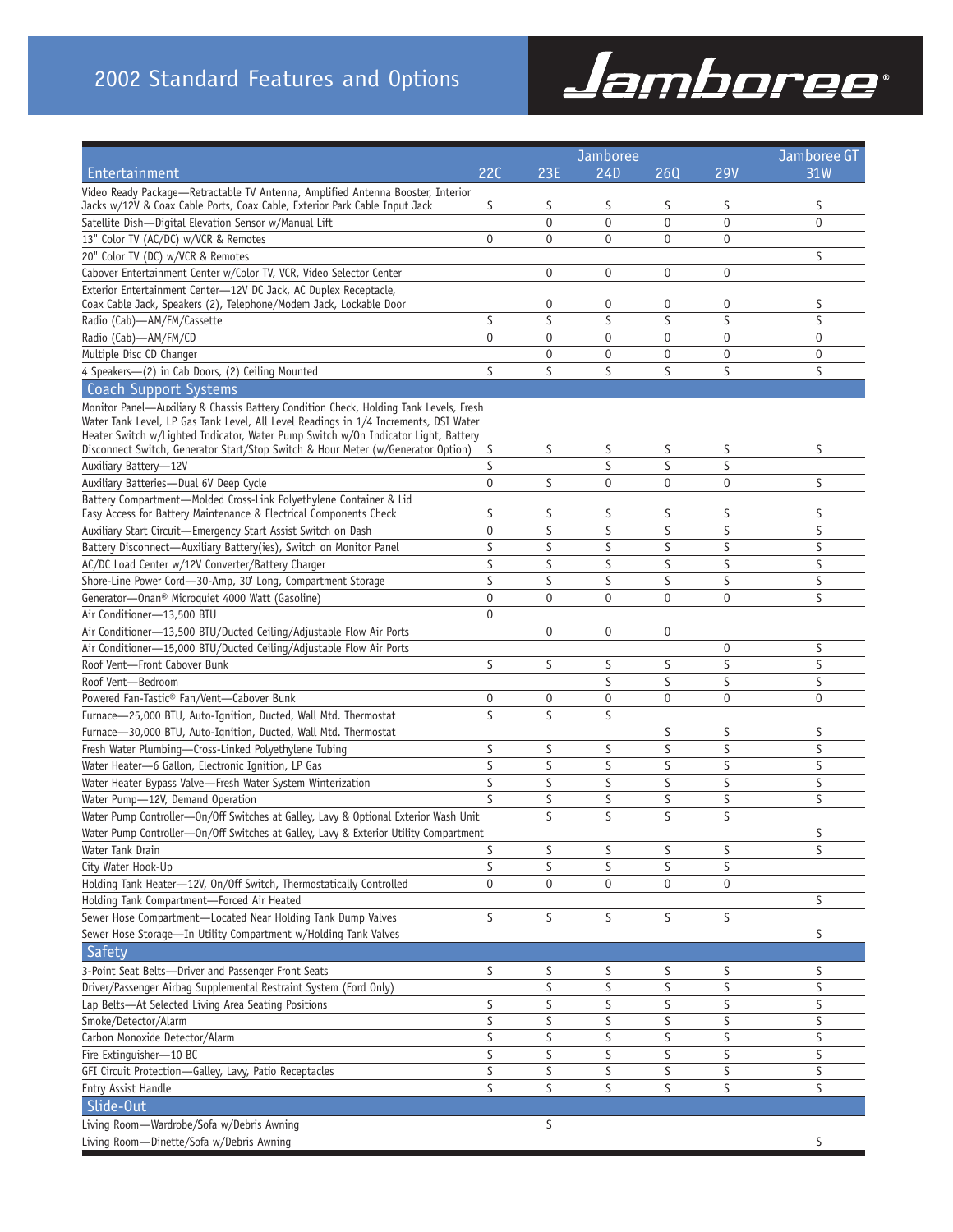# 2002 Standard Features and Options

**Jamboree®**

| Entertainment | Jamboree 22C | Jamboree 23E | Jamboree 24D | Jamboree 26Q | Jamboree 29V | Jamboree GT 31W |
|---|---|---|---|---|---|---|
| Video Ready Package—Retractable TV Antenna, Amplified Antenna Booster, Interior Jacks w/12V & Coax Cable Ports, Coax Cable, Exterior Park Cable Input Jack | S | S | S | S | S | S |
| Satellite Dish—Digital Elevation Sensor w/Manual Lift | | O | O | O | O | O |
| 13" Color TV (AC/DC) w/VCR & Remotes | O | O | O | O | O | |
| 20" Color TV (DC) w/VCR & Remotes | | | | | | S |
| Cabover Entertainment Center w/Color TV, VCR, Video Selector Center | | O | O | O | O | |
| Exterior Entertainment Center—12V DC Jack, AC Duplex Receptacle, Coax Cable Jack, Speakers (2), Telephone/Modem Jack, Lockable Door | | O | O | O | O | S |
| Radio (Cab)—AM/FM/Cassette | S | S | S | S | S | S |
| Radio (Cab)—AM/FM/CD | O | O | O | O | O | O |
| Multiple Disc CD Changer | | O | O | O | O | O |
| 4 Speakers—(2) in Cab Doors, (2) Ceiling Mounted | S | S | S | S | S | S |
| **Coach Support Systems** | | | | | | |
| Monitor Panel—Auxiliary & Chassis Battery Condition Check, Holding Tank Levels, Fresh Water Tank Level, LP Gas Tank Level, All Level Readings in 1/4 Increments, DSI Water Heater Switch w/Lighted Indicator, Water Pump Switch w/On Indicator Light, Battery Disconnect Switch, Generator Start/Stop Switch & Hour Meter (w/Generator Option) | S | S | S | S | S | S |
| Auxiliary Battery—12V | S | | S | S | S | |
| Auxiliary Batteries—Dual 6V Deep Cycle | O | S | O | O | O | S |
| Battery Compartment—Molded Cross-Link Polyethylene Container & Lid Easy Access for Battery Maintenance & Electrical Components Check | S | S | S | S | S | S |
| Auxiliary Start Circuit—Emergency Start Assist Switch on Dash | O | S | S | S | S | S |
| Battery Disconnect—Auxiliary Battery(ies), Switch on Monitor Panel | S | S | S | S | S | S |
| AC/DC Load Center w/12V Converter/Battery Charger | S | S | S | S | S | S |
| Shore-Line Power Cord—30-Amp, 30' Long, Compartment Storage | S | S | S | S | S | S |
| Generator—Onan® Microquiet 4000 Watt (Gasoline) | O | O | O | O | O | S |
| Air Conditioner—13,500 BTU | O | | | | | |
| Air Conditioner—13,500 BTU/Ducted Ceiling/Adjustable Flow Air Ports | | O | O | O | | |
| Air Conditioner—15,000 BTU/Ducted Ceiling/Adjustable Flow Air Ports | | | | | O | S |
| Roof Vent—Front Cabover Bunk | S | S | S | S | S | S |
| Roof Vent—Bedroom | | | S | S | S | S |
| Powered Fan-Tastic® Fan/Vent—Cabover Bunk | O | O | O | O | O | O |
| Furnace—25,000 BTU, Auto-Ignition, Ducted, Wall Mtd. Thermostat | S | S | S | | | |
| Furnace—30,000 BTU, Auto-Ignition, Ducted, Wall Mtd. Thermostat | | | | S | S | S |
| Fresh Water Plumbing—Cross-Linked Polyethylene Tubing | S | S | S | S | S | S |
| Water Heater—6 Gallon, Electronic Ignition, LP Gas | S | S | S | S | S | S |
| Water Heater Bypass Valve—Fresh Water System Winterization | S | S | S | S | S | S |
| Water Pump—12V, Demand Operation | S | S | S | S | S | S |
| Water Pump Controller—On/Off Switches at Galley, Lavy & Optional Exterior Wash Unit | | S | S | S | S | |
| Water Pump Controller—On/Off Switches at Galley, Lavy & Exterior Utility Compartment | | | | | | S |
| Water Tank Drain | S | S | S | S | S | S |
| City Water Hook-Up | S | S | S | S | S | |
| Holding Tank Heater—12V, On/Off Switch, Thermostatically Controlled | O | O | O | O | O | |
| Holding Tank Compartment—Forced Air Heated | | | | | | S |
| Sewer Hose Compartment—Located Near Holding Tank Dump Valves | S | S | S | S | S | |
| Sewer Hose Storage—In Utility Compartment w/Holding Tank Valves | | | | | | S |
| **Safety** | | | | | | |
| 3-Point Seat Belts—Driver and Passenger Front Seats | S | S | S | S | S | S |
| Driver/Passenger Airbag Supplemental Restraint System (Ford Only) | | S | S | S | S | S |
| Lap Belts—At Selected Living Area Seating Positions | S | S | S | S | S | S |
| Smoke/Detector/Alarm | S | S | S | S | S | S |
| Carbon Monoxide Detector/Alarm | S | S | S | S | S | S |
| Fire Extinguisher—10 BC | S | S | S | S | S | S |
| GFI Circuit Protection—Galley, Lavy, Patio Receptacles | S | S | S | S | S | S |
| Entry Assist Handle | S | S | S | S | S | S |
| **Slide-Out** | | | | | | |
| Living Room—Wardrobe/Sofa w/Debris Awning | | S | | | | |
| Living Room—Dinette/Sofa w/Debris Awning | | | | | | S |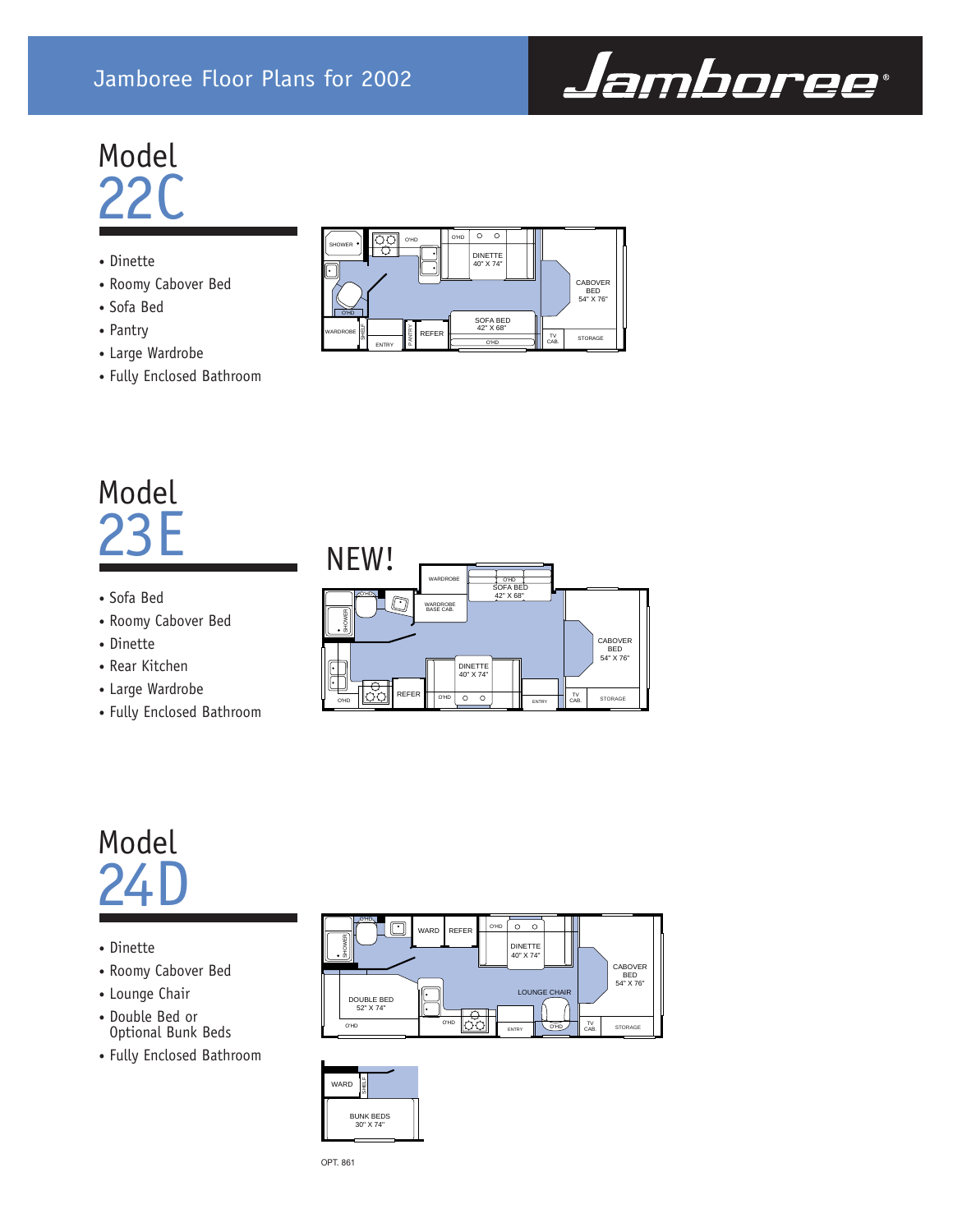# Jamboree Floor Plans for 2002

## Model 22C

- Dinette
- Roomy Cabover Bed
- Sofa Bed
- Pantry
- Large Wardrobe
- Fully Enclosed Bathroom

SHOWER · O'HD · O'HD · DINETTE 40" X 74" · CABOVER BED 54" X 76" · O'HD · WARDROBE · SHELF · ENTRY · PANTRY · REFER · SOFA BED 42" X 68" · O'HD · TV CAB. · STORAGE

## Model 23E

NEW!

- Sofa Bed
- Roomy Cabover Bed
- Dinette
- Rear Kitchen
- Large Wardrobe
- Fully Enclosed Bathroom

WARDROBE · O'HD · SOFA BED 42" X 68" · O'HD · WARDROBE BASE CAB. · SHOWER · CABOVER BED 54" X 76" · DINETTE 40" X 74" · REFER · O'HD · O'HD · ENTRY · TV CAB. · STORAGE

## Model 24D

- Dinette
- Roomy Cabover Bed
- Lounge Chair
- Double Bed or Optional Bunk Beds
- Fully Enclosed Bathroom

O'HD · SHOWER · WARD · REFER · O'HD · DINETTE 40" X 74" · CABOVER BED 54" X 76" · LOUNGE CHAIR · DOUBLE BED 52" X 74" · O'HD · O'HD · ENTRY · O'HD · TV CAB. · STORAGE

WARD · SHELF · BUNK BEDS 30" X 74"

OPT. 861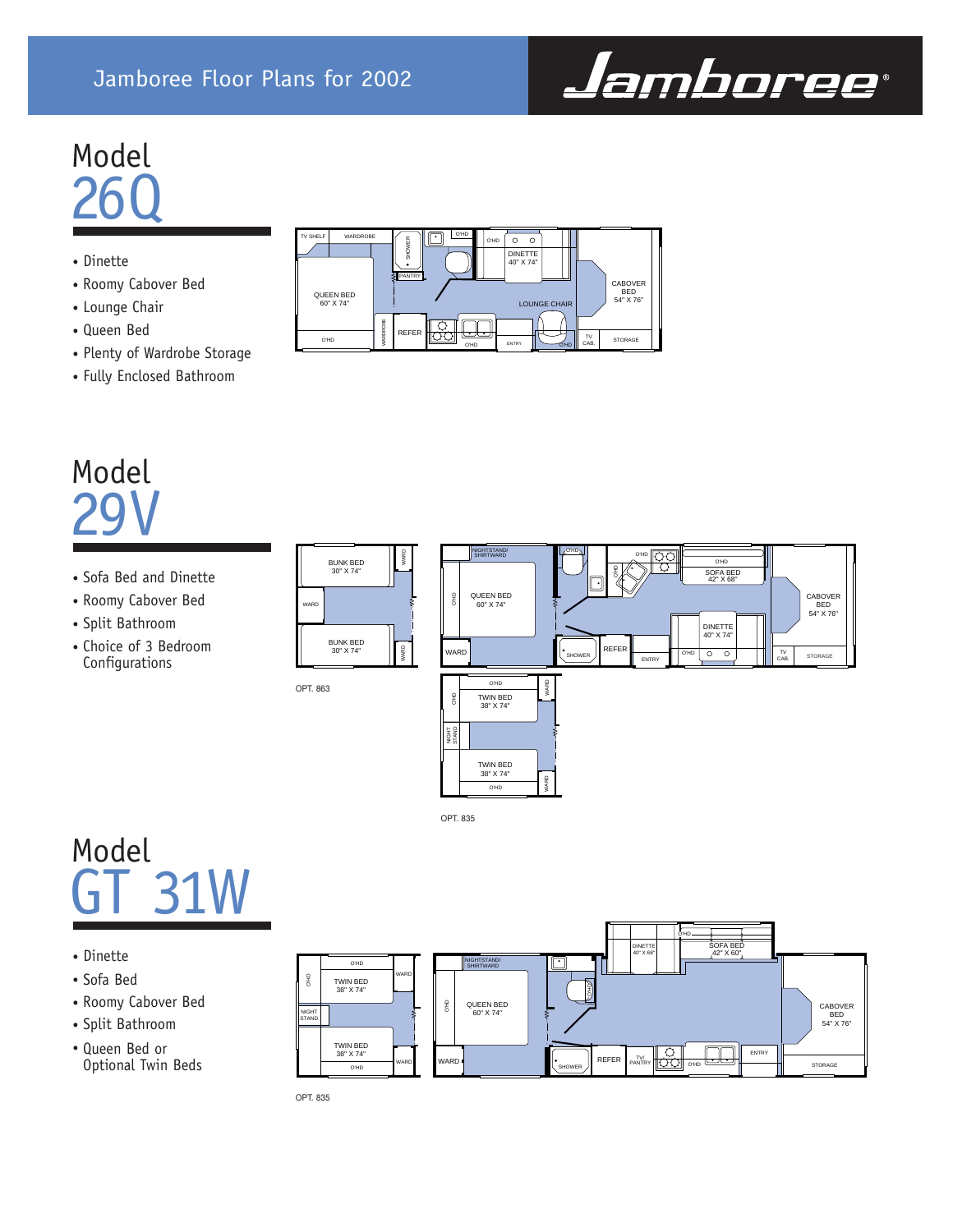# Jamboree Floor Plans for 2002

## Model 26Q

- Dinette
- Roomy Cabover Bed
- Lounge Chair
- Queen Bed
- Plenty of Wardrobe Storage
- Fully Enclosed Bathroom

TV SHELF WARDROBE SHOWER O'HD O'HD DINETTE 40" X 74" PANTRY QUEEN BED 60" X 74" CABOVER BED 54" X 76" LOUNGE CHAIR O'HD WARDROBE REFER O'HD ENTRY O'HD TV CAB. STORAGE

## Model 29V

- Sofa Bed and Dinette
- Roomy Cabover Bed
- Split Bathroom
- Choice of 3 Bedroom Configurations

BUNK BED 30" X 74" WARD WARD BUNK BED 30" X 74" WARD

OPT. 863

NIGHTSTAND/ SHIRTWARD O'HD O'HD O'HD O'HD SOFA BED 42" X 68" QUEEN BED 60" X 74" O'HD CABOVER BED 54" X 76" DINETTE 40" X 74" WARD SHOWER REFER ENTRY O'HD TV CAB. STORAGE

O'HD WARD O'HD TWIN BED 38" X 74" NIGHT STAND TWIN BED 38" X 74" O'HD WARD

OPT. 835

## Model GT 31W

- Dinette
- Sofa Bed
- Roomy Cabover Bed
- Split Bathroom
- Queen Bed or Optional Twin Beds

O'HD O'HD TWIN BED 38" X 74" WARD NIGHT STAND TWIN BED 38" X 74" WARD O'HD

OPT. 835

O'HD DINETTE 40" X 68" SOFA BED 42" X 60" NIGHTSTAND/ SHIRTWARD O'HD QUEEN BED 60" X 74" O'HD CABOVER BED 54" X 76" WARD SHOWER REFER TV/ PANTRY O'HD ENTRY STORAGE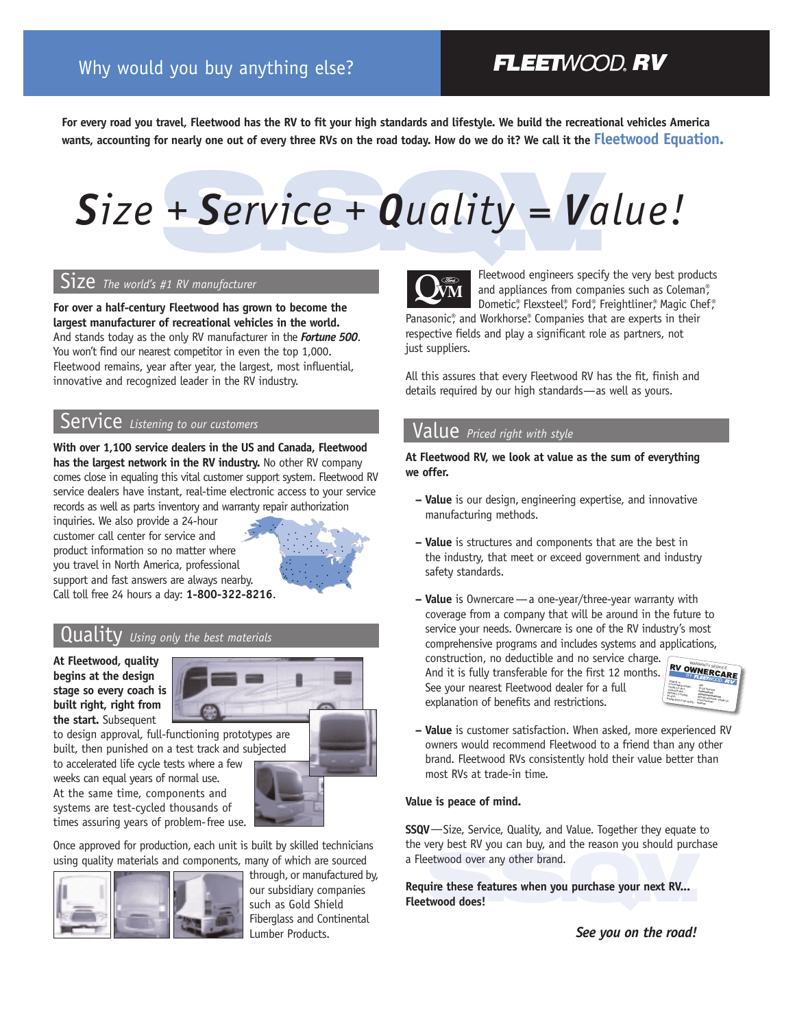Why would you buy anything else?

**FLEETWOOD RV**

**For every road you travel, Fleetwood has the RV to fit your high standards and lifestyle. We build the recreational vehicles America wants, accounting for nearly one out of every three RVs on the road today. How do we do it? We call it the Fleetwood Equation.**

# *Size + Service + Quality = Value!*

## Size *The world's #1 RV manufacturer*

**For over a half-century Fleetwood has grown to become the largest manufacturer of recreational vehicles in the world.** And stands today as the only RV manufacturer in the ***Fortune 500***. You won't find our nearest competitor in even the top 1,000. Fleetwood remains, year after year, the largest, most influential, innovative and recognized leader in the RV industry.

## Service *Listening to our customers*

**With over 1,100 service dealers in the US and Canada, Fleetwood has the largest network in the RV industry.** No other RV company comes close in equaling this vital customer support system. Fleetwood RV service dealers have instant, real-time electronic access to your service records as well as parts inventory and warranty repair authorization inquiries. We also provide a 24-hour customer call center for service and product information so no matter where you travel in North America, professional support and fast answers are always nearby. Call toll free 24 hours a day: **1-800-322-8216**.

## Quality *Using only the best materials*

**At Fleetwood, quality begins at the design stage so every coach is built right, right from the start.** Subsequent to design approval, full-functioning prototypes are built, then punished on a test track and subjected to accelerated life cycle tests where a few weeks can equal years of normal use. At the same time, components and systems are test-cycled thousands of times assuring years of problem-free use.

Once approved for production, each unit is built by skilled technicians using quality materials and components, many of which are sourced through, or manufactured by, our subsidiary companies such as Gold Shield Fiberglass and Continental Lumber Products.

Fleetwood engineers specify the very best products and appliances from companies such as Coleman®, Dometic®, Flexsteel®, Ford®, Freightliner®, Magic Chef®, Panasonic®, and Workhorse®. Companies that are experts in their respective fields and play a significant role as partners, not just suppliers.

All this assures that every Fleetwood RV has the fit, finish and details required by our high standards—as well as yours.

## Value *Priced right with style*

**At Fleetwood RV, we look at value as the sum of everything we offer.**

- **Value** is our design, engineering expertise, and innovative manufacturing methods.
- **Value** is structures and components that are the best in the industry, that meet or exceed government and industry safety standards.
- **Value** is Ownercare — a one-year/three-year warranty with coverage from a company that will be around in the future to service your needs. Ownercare is one of the RV industry's most comprehensive programs and includes systems and applications, construction, no deductible and no service charge. And it is fully transferable for the first 12 months. See your nearest Fleetwood dealer for a full explanation of benefits and restrictions.
- **Value** is customer satisfaction. When asked, more experienced RV owners would recommend Fleetwood to a friend than any other brand. Fleetwood RVs consistently hold their value better than most RVs at trade-in time.

**Value is peace of mind.**

**SSQV**—Size, Service, Quality, and Value. Together they equate to the very best RV you can buy, and the reason you should purchase a Fleetwood over any other brand.

**Require these features when you purchase your next RV... Fleetwood does!**

***See you on the road!***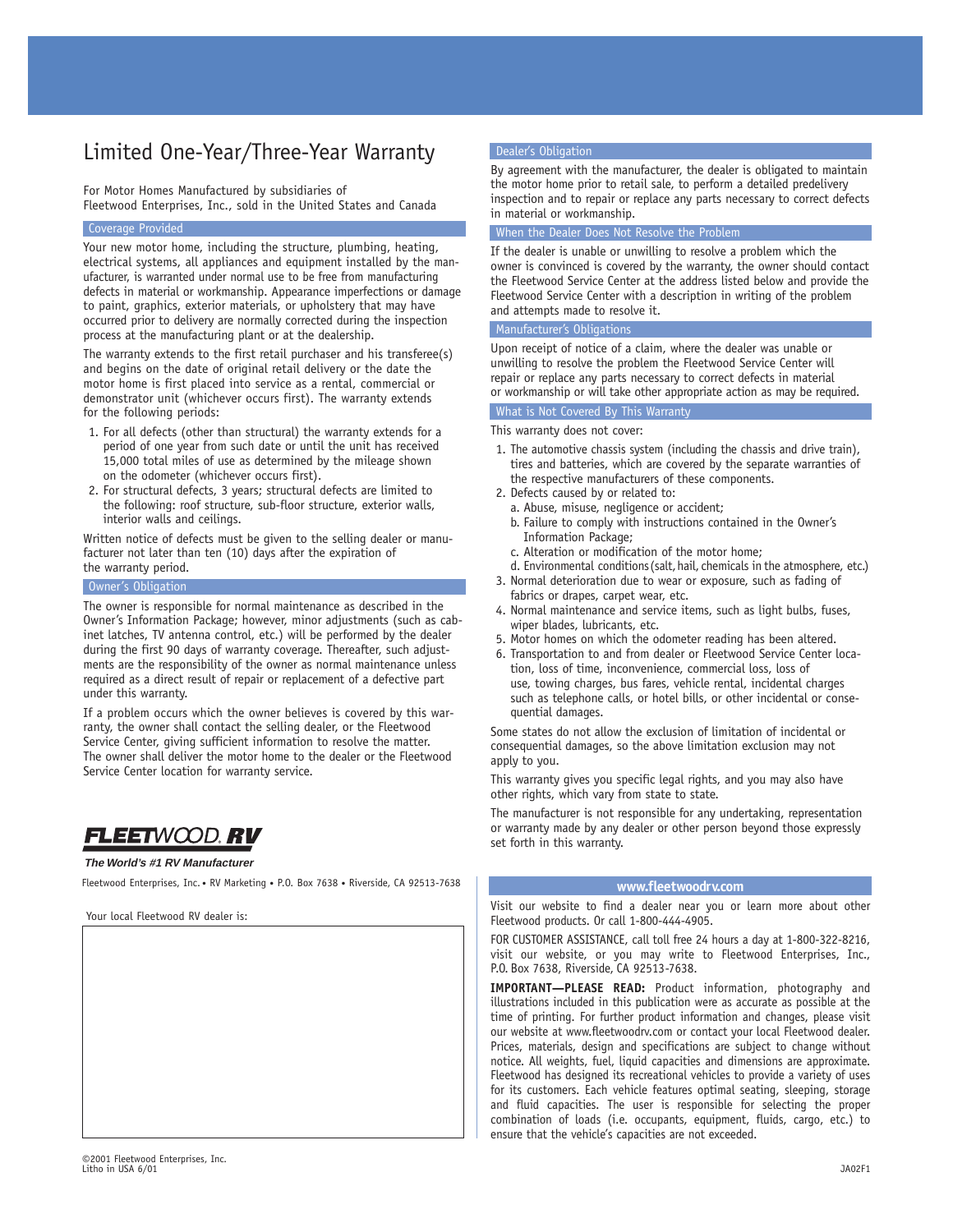# Limited One-Year/Three-Year Warranty

For Motor Homes Manufactured by subsidiaries of Fleetwood Enterprises, Inc., sold in the United States and Canada

## Coverage Provided

Your new motor home, including the structure, plumbing, heating, electrical systems, all appliances and equipment installed by the manufacturer, is warranted under normal use to be free from manufacturing defects in material or workmanship. Appearance imperfections or damage to paint, graphics, exterior materials, or upholstery that may have occurred prior to delivery are normally corrected during the inspection process at the manufacturing plant or at the dealership.

The warranty extends to the first retail purchaser and his transferee(s) and begins on the date of original retail delivery or the date the motor home is first placed into service as a rental, commercial or demonstrator unit (whichever occurs first). The warranty extends for the following periods:

1. For all defects (other than structural) the warranty extends for a period of one year from such date or until the unit has received 15,000 total miles of use as determined by the mileage shown on the odometer (whichever occurs first).
2. For structural defects, 3 years; structural defects are limited to the following: roof structure, sub-floor structure, exterior walls, interior walls and ceilings.

Written notice of defects must be given to the selling dealer or manufacturer not later than ten (10) days after the expiration of the warranty period.

## Owner's Obligation

The owner is responsible for normal maintenance as described in the Owner's Information Package; however, minor adjustments (such as cabinet latches, TV antenna control, etc.) will be performed by the dealer during the first 90 days of warranty coverage. Thereafter, such adjustments are the responsibility of the owner as normal maintenance unless required as a direct result of repair or replacement of a defective part under this warranty.

If a problem occurs which the owner believes is covered by this warranty, the owner shall contact the selling dealer, or the Fleetwood Service Center, giving sufficient information to resolve the matter. The owner shall deliver the motor home to the dealer or the Fleetwood Service Center location for warranty service.

## Dealer's Obligation

By agreement with the manufacturer, the dealer is obligated to maintain the motor home prior to retail sale, to perform a detailed predelivery inspection and to repair or replace any parts necessary to correct defects in material or workmanship.

## When the Dealer Does Not Resolve the Problem

If the dealer is unable or unwilling to resolve a problem which the owner is convinced is covered by the warranty, the owner should contact the Fleetwood Service Center at the address listed below and provide the Fleetwood Service Center with a description in writing of the problem and attempts made to resolve it.

## Manufacturer's Obligations

Upon receipt of notice of a claim, where the dealer was unable or unwilling to resolve the problem the Fleetwood Service Center will repair or replace any parts necessary to correct defects in material or workmanship or will take other appropriate action as may be required.

## What is Not Covered By This Warranty

This warranty does not cover:

1. The automotive chassis system (including the chassis and drive train), tires and batteries, which are covered by the separate warranties of the respective manufacturers of these components.
2. Defects caused by or related to:
   a. Abuse, misuse, negligence or accident;
   b. Failure to comply with instructions contained in the Owner's Information Package;
   c. Alteration or modification of the motor home;
   d. Environmental conditions (salt, hail, chemicals in the atmosphere, etc.)
3. Normal deterioration due to wear or exposure, such as fading of fabrics or drapes, carpet wear, etc.
4. Normal maintenance and service items, such as light bulbs, fuses, wiper blades, lubricants, etc.
5. Motor homes on which the odometer reading has been altered.
6. Transportation to and from dealer or Fleetwood Service Center location, loss of time, inconvenience, commercial loss, loss of use, towing charges, bus fares, vehicle rental, incidental charges such as telephone calls, or hotel bills, or other incidental or consequential damages.

Some states do not allow the exclusion of limitation of incidental or consequential damages, so the above limitation exclusion may not apply to you.

This warranty gives you specific legal rights, and you may also have other rights, which vary from state to state.

The manufacturer is not responsible for any undertaking, representation or warranty made by any dealer or other person beyond those expressly set forth in this warranty.

**FLEETWOOD RV**

*The World's #1 RV Manufacturer*

Fleetwood Enterprises, Inc. • RV Marketing • P.O. Box 7638 • Riverside, CA 92513-7638

Your local Fleetwood RV dealer is:

## www.fleetwoodrv.com

Visit our website to find a dealer near you or learn more about other Fleetwood products. Or call 1-800-444-4905.

FOR CUSTOMER ASSISTANCE, call toll free 24 hours a day at 1-800-322-8216, visit our website, or you may write to Fleetwood Enterprises, Inc., P.O. Box 7638, Riverside, CA 92513-7638.

**IMPORTANT—PLEASE READ:** Product information, photography and illustrations included in this publication were as accurate as possible at the time of printing. For further product information and changes, please visit our website at www.fleetwoodrv.com or contact your local Fleetwood dealer. Prices, materials, design and specifications are subject to change without notice. All weights, fuel, liquid capacities and dimensions are approximate. Fleetwood has designed its recreational vehicles to provide a variety of uses for its customers. Each vehicle features optimal seating, sleeping, storage and fluid capacities. The user is responsible for selecting the proper combination of loads (i.e. occupants, equipment, fluids, cargo, etc.) to ensure that the vehicle's capacities are not exceeded.

©2001 Fleetwood Enterprises, Inc.
Litho in USA 6/01

JA02F1